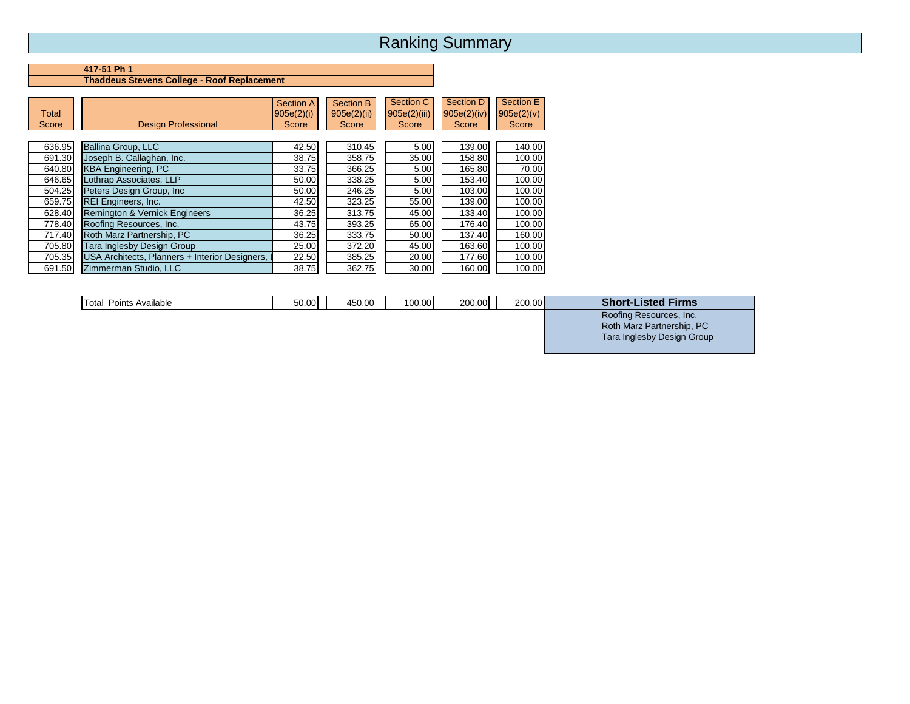# Ranking Summary

**417-51 Ph 1**
**Thaddeus Stevens College - Roof Replacement**

| Total Score | Design Professional | Section A 905e(2)(i) Score | Section B 905e(2)(ii) Score | Section C 905e(2)(iii) Score | Section D 905e(2)(iv) Score | Section E 905e(2)(v) Score |
|---|---|---|---|---|---|---|
| 636.95 | Ballina Group, LLC | 42.50 | 310.45 | 5.00 | 139.00 | 140.00 |
| 691.30 | Joseph B. Callaghan, Inc. | 38.75 | 358.75 | 35.00 | 158.80 | 100.00 |
| 640.80 | KBA Engineering, PC | 33.75 | 366.25 | 5.00 | 165.80 | 70.00 |
| 646.65 | Lothrap Associates, LLP | 50.00 | 338.25 | 5.00 | 153.40 | 100.00 |
| 504.25 | Peters Design Group, Inc | 50.00 | 246.25 | 5.00 | 103.00 | 100.00 |
| 659.75 | REI Engineers, Inc. | 42.50 | 323.25 | 55.00 | 139.00 | 100.00 |
| 628.40 | Remington & Vernick Engineers | 36.25 | 313.75 | 45.00 | 133.40 | 100.00 |
| 778.40 | Roofing Resources, Inc. | 43.75 | 393.25 | 65.00 | 176.40 | 100.00 |
| 717.40 | Roth Marz Partnership, PC | 36.25 | 333.75 | 50.00 | 137.40 | 160.00 |
| 705.80 | Tara Inglesby Design Group | 25.00 | 372.20 | 45.00 | 163.60 | 100.00 |
| 705.35 | USA Architects, Planners + Interior Designers, I | 22.50 | 385.25 | 20.00 | 177.60 | 100.00 |
| 691.50 | Zimmerman Studio, LLC | 38.75 | 362.75 | 30.00 | 160.00 | 100.00 |
| | Total Points Available | 50.00 | 450.00 | 100.00 | 200.00 | 200.00 |

**Short-Listed Firms**

Roofing Resources, Inc.
Roth Marz Partnership, PC
Tara Inglesby Design Group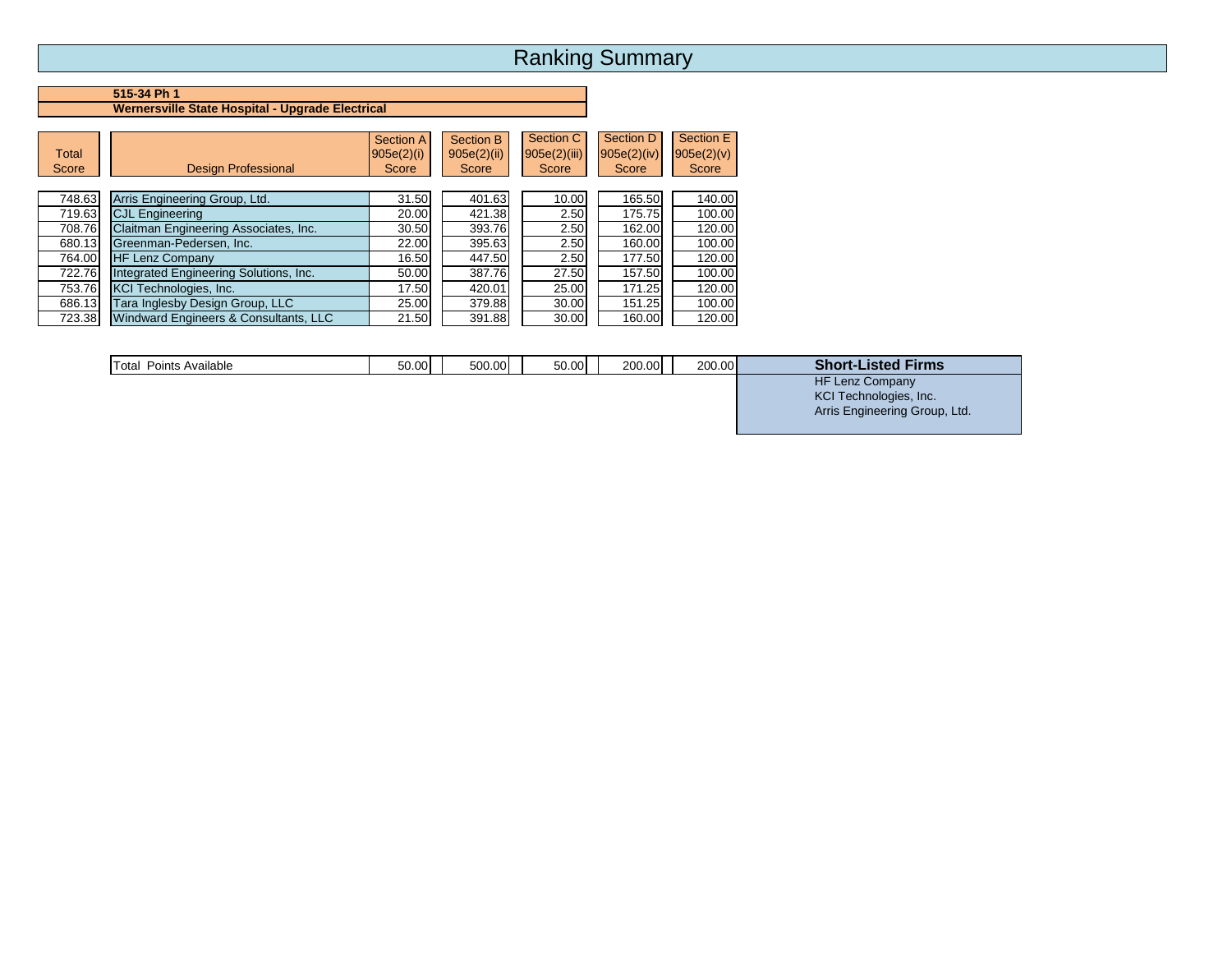# Ranking Summary

**515-34 Ph 1**
**Wernersville State Hospital - Upgrade Electrical**

| Total Score | Design Professional | Section A 905e(2)(i) Score | Section B 905e(2)(ii) Score | Section C 905e(2)(iii) Score | Section D 905e(2)(iv) Score | Section E 905e(2)(v) Score |
|---|---|---|---|---|---|---|
| 748.63 | Arris Engineering Group, Ltd. | 31.50 | 401.63 | 10.00 | 165.50 | 140.00 |
| 719.63 | CJL Engineering | 20.00 | 421.38 | 2.50 | 175.75 | 100.00 |
| 708.76 | Claitman Engineering Associates, Inc. | 30.50 | 393.76 | 2.50 | 162.00 | 120.00 |
| 680.13 | Greenman-Pedersen, Inc. | 22.00 | 395.63 | 2.50 | 160.00 | 100.00 |
| 764.00 | HF Lenz Company | 16.50 | 447.50 | 2.50 | 177.50 | 120.00 |
| 722.76 | Integrated Engineering Solutions, Inc. | 50.00 | 387.76 | 27.50 | 157.50 | 100.00 |
| 753.76 | KCI Technologies, Inc. | 17.50 | 420.01 | 25.00 | 171.25 | 120.00 |
| 686.13 | Tara Inglesby Design Group, LLC | 25.00 | 379.88 | 30.00 | 151.25 | 100.00 |
| 723.38 | Windward Engineers & Consultants, LLC | 21.50 | 391.88 | 30.00 | 160.00 | 120.00 |
| | Total Points Available | 50.00 | 500.00 | 50.00 | 200.00 | 200.00 |

**Short-Listed Firms**

HF Lenz Company
KCI Technologies, Inc.
Arris Engineering Group, Ltd.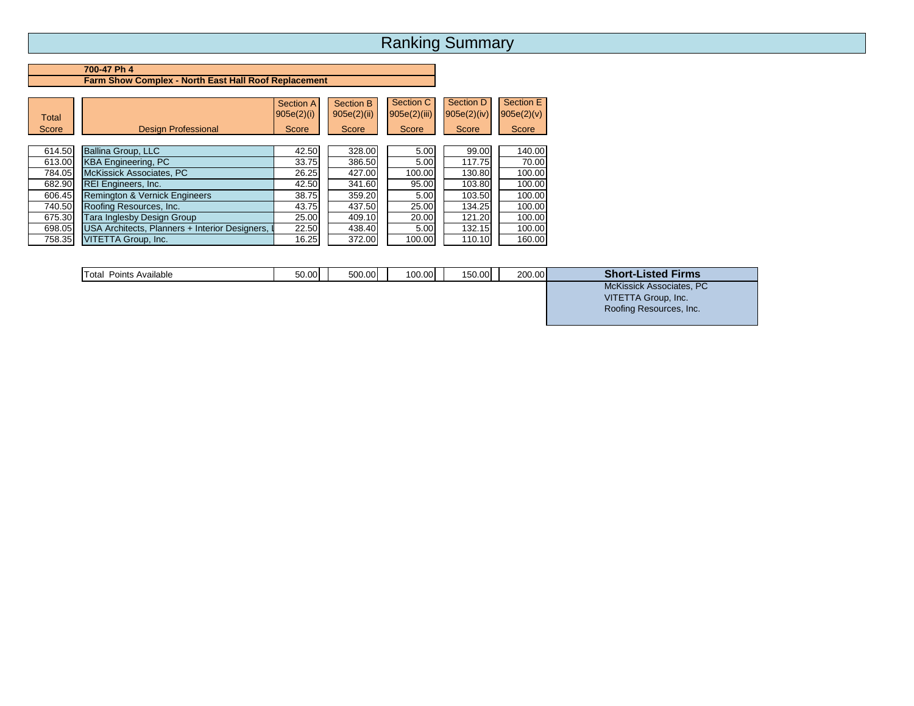# Ranking Summary

**700-47 Ph 4**
**Farm Show Complex - North East Hall Roof Replacement**

| Total Score | Design Professional | Section A 905e(2)(i) Score | Section B 905e(2)(ii) Score | Section C 905e(2)(iii) Score | Section D 905e(2)(iv) Score | Section E 905e(2)(v) Score |
|---|---|---|---|---|---|---|
| 614.50 | Ballina Group, LLC | 42.50 | 328.00 | 5.00 | 99.00 | 140.00 |
| 613.00 | KBA Engineering, PC | 33.75 | 386.50 | 5.00 | 117.75 | 70.00 |
| 784.05 | McKissick Associates, PC | 26.25 | 427.00 | 100.00 | 130.80 | 100.00 |
| 682.90 | REI Engineers, Inc. | 42.50 | 341.60 | 95.00 | 103.80 | 100.00 |
| 606.45 | Remington & Vernick Engineers | 38.75 | 359.20 | 5.00 | 103.50 | 100.00 |
| 740.50 | Roofing Resources, Inc. | 43.75 | 437.50 | 25.00 | 134.25 | 100.00 |
| 675.30 | Tara Inglesby Design Group | 25.00 | 409.10 | 20.00 | 121.20 | 100.00 |
| 698.05 | USA Architects, Planners + Interior Designers, I | 22.50 | 438.40 | 5.00 | 132.15 | 100.00 |
| 758.35 | VITETTA Group, Inc. | 16.25 | 372.00 | 100.00 | 110.10 | 160.00 |
| | Total Points Available | 50.00 | 500.00 | 100.00 | 150.00 | 200.00 |

**Short-Listed Firms**

McKissick Associates, PC
VITETTA Group, Inc.
Roofing Resources, Inc.